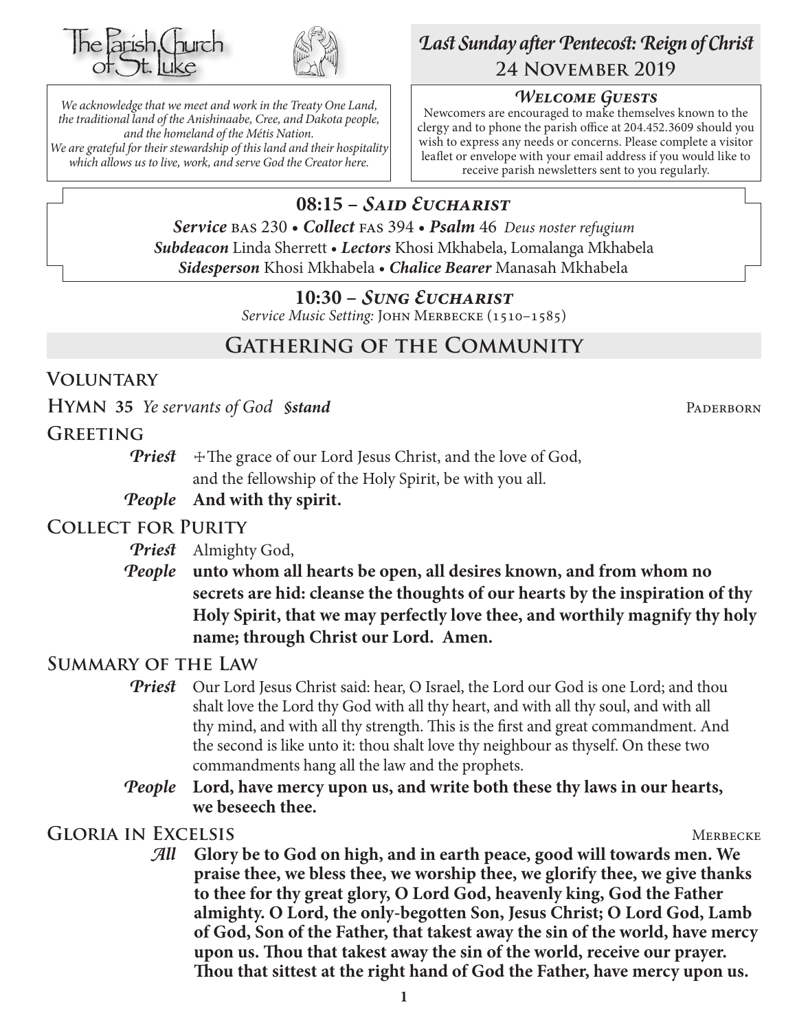The Parish Church of St. Luke

*We acknowledge that we meet and work in the Treaty One Land, the traditional land of the Anishinaabe, Cree, and Dakota people, and the homeland of the Métis Nation. We are grateful for their stewardship of this land and their hospitality which allows us to live, work, and serve God the Creator here.*

# *Last Sunday after Pentecost: Reign of Christ*
## 24 November 2019

### *Welcome Guests*

Newcomers are encouraged to make themselves known to the clergy and to phone the parish office at 204.452.3609 should you wish to express any needs or concerns. Please complete a visitor leaflet or envelope with your email address if you would like to receive parish newsletters sent to you regularly.

### 08:15 – *Said Eucharist*

***Service*** BAS 230 • ***Collect*** FAS 394 • ***Psalm*** 46 *Deus noster refugium*
***Subdeacon*** Linda Sherrett • ***Lectors*** Khosi Mkhabela, Lomalanga Mkhabela
***Sidesperson*** Khosi Mkhabela • ***Chalice Bearer*** Manasah Mkhabela

### 10:30 – *Sung Eucharist*

*Service Music Setting:* John Merbecke (1510–1585)

## Gathering of the Community

### Voluntary

### Hymn 35 *Ye servants of God* ***§stand*** — Paderborn

### Greeting

***Priest*** ✠The grace of our Lord Jesus Christ, and the love of God, and the fellowship of the Holy Spirit, be with you all.

***People*** **And with thy spirit.**

### Collect for Purity

***Priest*** Almighty God,

***People*** **unto whom all hearts be open, all desires known, and from whom no secrets are hid: cleanse the thoughts of our hearts by the inspiration of thy Holy Spirit, that we may perfectly love thee, and worthily magnify thy holy name; through Christ our Lord. Amen.**

### Summary of the Law

***Priest*** Our Lord Jesus Christ said: hear, O Israel, the Lord our God is one Lord; and thou shalt love the Lord thy God with all thy heart, and with all thy soul, and with all thy mind, and with all thy strength. This is the first and great commandment. And the second is like unto it: thou shalt love thy neighbour as thyself. On these two commandments hang all the law and the prophets.

***People*** **Lord, have mercy upon us, and write both these thy laws in our hearts, we beseech thee.**

### Gloria in Excelsis — Merbecke

***All*** **Glory be to God on high, and in earth peace, good will towards men. We praise thee, we bless thee, we worship thee, we glorify thee, we give thanks to thee for thy great glory, O Lord God, heavenly king, God the Father almighty. O Lord, the only-begotten Son, Jesus Christ; O Lord God, Lamb of God, Son of the Father, that takest away the sin of the world, have mercy upon us. Thou that takest away the sin of the world, receive our prayer. Thou that sittest at the right hand of God the Father, have mercy upon us.**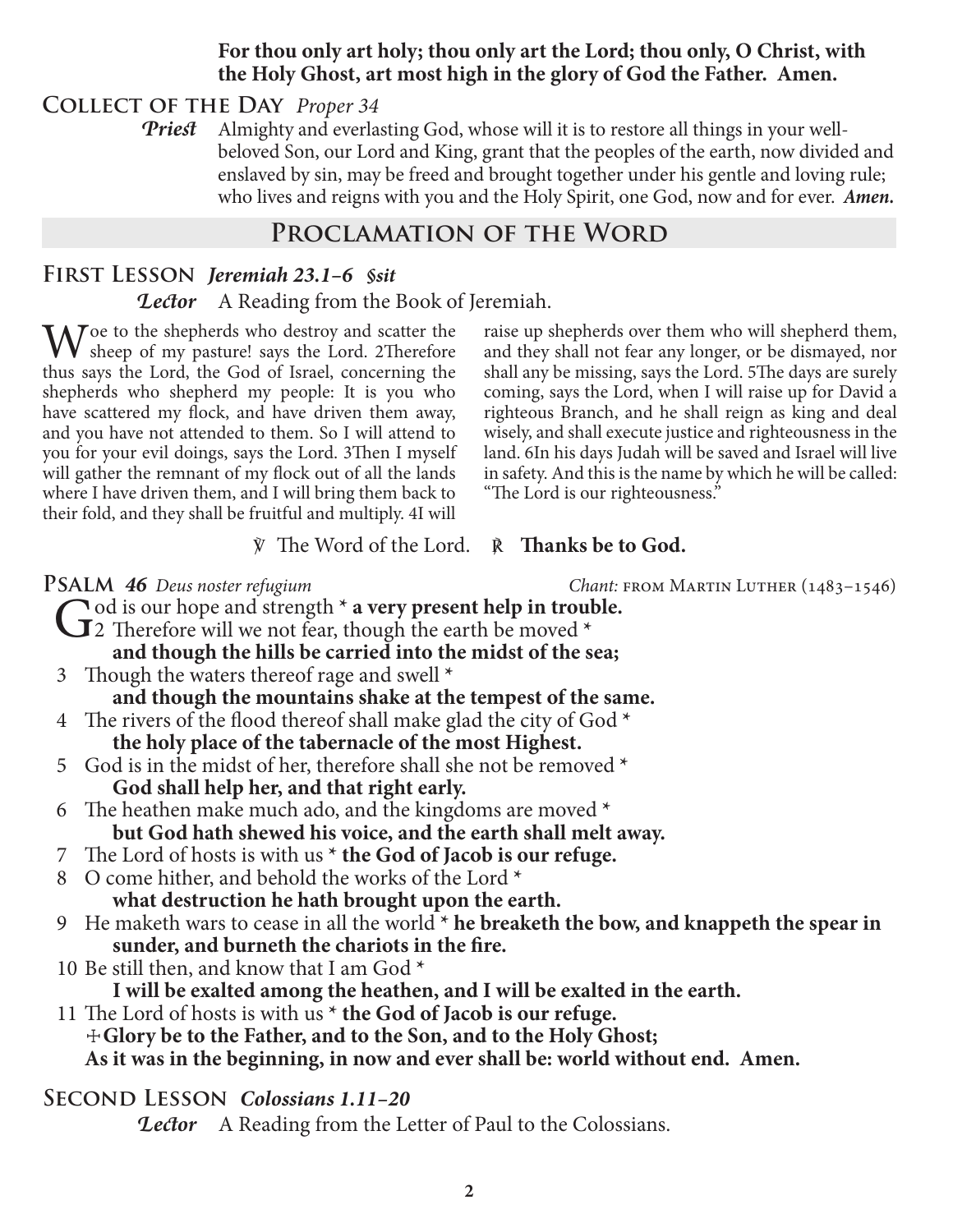**For thou only art holy; thou only art the Lord; thou only, O Christ, with the Holy Ghost, art most high in the glory of God the Father. Amen.**

## Collect of the Day *Proper 34*

*Priest* Almighty and everlasting God, whose will it is to restore all things in your well-beloved Son, our Lord and King, grant that the peoples of the earth, now divided and enslaved by sin, may be freed and brought together under his gentle and loving rule; who lives and reigns with you and the Holy Spirit, one God, now and for ever. ***Amen.***

# Proclamation of the Word

## First Lesson *Jeremiah 23.1–6 §sit*

*Lector* A Reading from the Book of Jeremiah.

Woe to the shepherds who destroy and scatter the sheep of my pasture! says the Lord. 2Therefore thus says the Lord, the God of Israel, concerning the shepherds who shepherd my people: It is you who have scattered my flock, and have driven them away, and you have not attended to them. So I will attend to you for your evil doings, says the Lord. 3Then I myself will gather the remnant of my flock out of all the lands where I have driven them, and I will bring them back to their fold, and they shall be fruitful and multiply. 4I will raise up shepherds over them who will shepherd them, and they shall not fear any longer, or be dismayed, nor shall any be missing, says the Lord. 5The days are surely coming, says the Lord, when I will raise up for David a righteous Branch, and he shall reign as king and deal wisely, and shall execute justice and righteousness in the land. 6In his days Judah will be saved and Israel will live in safety. And this is the name by which he will be called: "The Lord is our righteousness."

℣ The Word of the Lord. ℟ **Thanks be to God.**

## Psalm *46 Deus noster refugium* — *Chant:* from Martin Luther (1483–1546)

God is our hope and strength * **a very present help in trouble.**
2 Therefore will we not fear, though the earth be moved *
**and though the hills be carried into the midst of the sea;**
3 Though the waters thereof rage and swell *
**and though the mountains shake at the tempest of the same.**
4 The rivers of the flood thereof shall make glad the city of God *
**the holy place of the tabernacle of the most Highest.**
5 God is in the midst of her, therefore shall she not be removed *
**God shall help her, and that right early.**
6 The heathen make much ado, and the kingdoms are moved *
**but God hath shewed his voice, and the earth shall melt away.**
7 The Lord of hosts is with us * **the God of Jacob is our refuge.**
8 O come hither, and behold the works of the Lord *
**what destruction he hath brought upon the earth.**
9 He maketh wars to cease in all the world * **he breaketh the bow, and knappeth the spear in sunder, and burneth the chariots in the fire.**
10 Be still then, and know that I am God *
**I will be exalted among the heathen, and I will be exalted in the earth.**
11 The Lord of hosts is with us * **the God of Jacob is our refuge.**
✠ **Glory be to the Father, and to the Son, and to the Holy Ghost;**
**As it was in the beginning, in now and ever shall be: world without end. Amen.**

## Second Lesson *Colossians 1.11–20*

*Lector* A Reading from the Letter of Paul to the Colossians.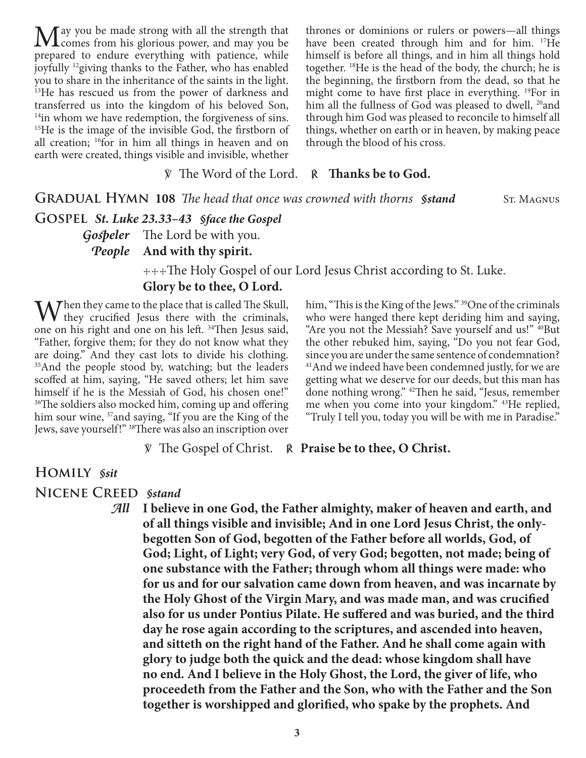May you be made strong with all the strength that comes from his glorious power, and may you be prepared to endure everything with patience, while joyfully [12]giving thanks to the Father, who has enabled you to share in the inheritance of the saints in the light. [13]He has rescued us from the power of darkness and transferred us into the kingdom of his beloved Son, [14]in whom we have redemption, the forgiveness of sins. [15]He is the image of the invisible God, the firstborn of all creation; [16]for in him all things in heaven and on earth were created, things visible and invisible, whether thrones or dominions or rulers or powers—all things have been created through him and for him. [17]He himself is before all things, and in him all things hold together. [18]He is the head of the body, the church; he is the beginning, the firstborn from the dead, so that he might come to have first place in everything. [19]For in him all the fullness of God was pleased to dwell, [20]and through him God was pleased to reconcile to himself all things, whether on earth or in heaven, by making peace through the blood of his cross.

℣ The Word of the Lord. ℟ **Thanks be to God.**

## Gradual Hymn 108 *The head that once was crowned with thorns* *§stand* St. Magnus

## Gospel *St. Luke 23.33–43* *§face the Gospel*

*Gospeler* The Lord be with you.
*People* **And with thy spirit.**

☩☩☩The Holy Gospel of our Lord Jesus Christ according to St. Luke.
**Glory be to thee, O Lord.**

When they came to the place that is called The Skull, they crucified Jesus there with the criminals, one on his right and one on his left. [34]Then Jesus said, "Father, forgive them; for they do not know what they are doing." And they cast lots to divide his clothing. [35]And the people stood by, watching; but the leaders scoffed at him, saying, "He saved others; let him save himself if he is the Messiah of God, his chosen one!" [36]The soldiers also mocked him, coming up and offering him sour wine, [37]and saying, "If you are the King of the Jews, save yourself!" [38]There was also an inscription over him, "This is the King of the Jews." [39]One of the criminals who were hanged there kept deriding him and saying, "Are you not the Messiah? Save yourself and us!" [40]But the other rebuked him, saying, "Do you not fear God, since you are under the same sentence of condemnation? [41]And we indeed have been condemned justly, for we are getting what we deserve for our deeds, but this man has done nothing wrong." [42]Then he said, "Jesus, remember me when you come into your kingdom." [43]He replied, "Truly I tell you, today you will be with me in Paradise."

℣ The Gospel of Christ. ℟ **Praise be to thee, O Christ.**

## Homily *§sit*

## Nicene Creed *§stand*

*All* **I believe in one God, the Father almighty, maker of heaven and earth, and of all things visible and invisible; And in one Lord Jesus Christ, the only-begotten Son of God, begotten of the Father before all worlds, God, of God; Light, of Light; very God, of very God; begotten, not made; being of one substance with the Father; through whom all things were made: who for us and for our salvation came down from heaven, and was incarnate by the Holy Ghost of the Virgin Mary, and was made man, and was crucified also for us under Pontius Pilate. He suffered and was buried, and the third day he rose again according to the scriptures, and ascended into heaven, and sitteth on the right hand of the Father. And he shall come again with glory to judge both the quick and the dead: whose kingdom shall have no end. And I believe in the Holy Ghost, the Lord, the giver of life, who proceedeth from the Father and the Son, who with the Father and the Son together is worshipped and glorified, who spake by the prophets. And**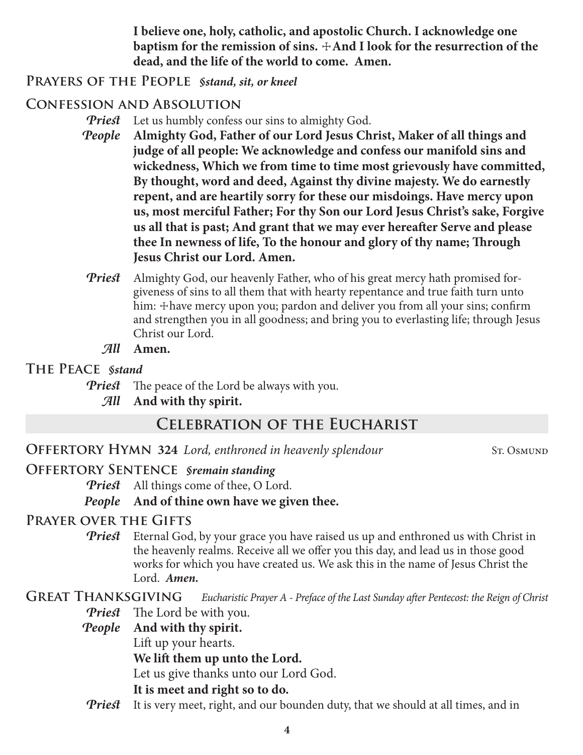**I believe one, holy, catholic, and apostolic Church. I acknowledge one baptism for the remission of sins. ☩And I look for the resurrection of the dead, and the life of the world to come. Amen.**

## Prayers of the People *§stand, sit, or kneel*

## Confession and Absolution

*Priest* Let us humbly confess our sins to almighty God.

*People* **Almighty God, Father of our Lord Jesus Christ, Maker of all things and judge of all people: We acknowledge and confess our manifold sins and wickedness, Which we from time to time most grievously have committed, By thought, word and deed, Against thy divine majesty. We do earnestly repent, and are heartily sorry for these our misdoings. Have mercy upon us, most merciful Father; For thy Son our Lord Jesus Christ's sake, Forgive us all that is past; And grant that we may ever hereafter Serve and please thee In newness of life, To the honour and glory of thy name; Through Jesus Christ our Lord. Amen.**

*Priest* Almighty God, our heavenly Father, who of his great mercy hath promised forgiveness of sins to all them that with hearty repentance and true faith turn unto him: ☩have mercy upon you; pardon and deliver you from all your sins; confirm and strengthen you in all goodness; and bring you to everlasting life; through Jesus Christ our Lord.

*All* **Amen.**

## The Peace *§stand*

*Priest* The peace of the Lord be always with you.

*All* **And with thy spirit.**

# Celebration of the Eucharist

## Offertory Hymn 324 *Lord, enthroned in heavenly splendour* — St. Osmund

## Offertory Sentence *§remain standing*

*Priest* All things come of thee, O Lord.

*People* **And of thine own have we given thee.**

## Prayer over the Gifts

*Priest* Eternal God, by your grace you have raised us up and enthroned us with Christ in the heavenly realms. Receive all we offer you this day, and lead us in those good works for which you have created us. We ask this in the name of Jesus Christ the Lord. ***Amen.***

## Great Thanksgiving *Eucharistic Prayer A - Preface of the Last Sunday after Pentecost: the Reign of Christ*

*Priest* The Lord be with you.

*People* **And with thy spirit.**

Lift up your hearts.

**We lift them up unto the Lord.**

Let us give thanks unto our Lord God.

**It is meet and right so to do.**

*Priest* It is very meet, right, and our bounden duty, that we should at all times, and in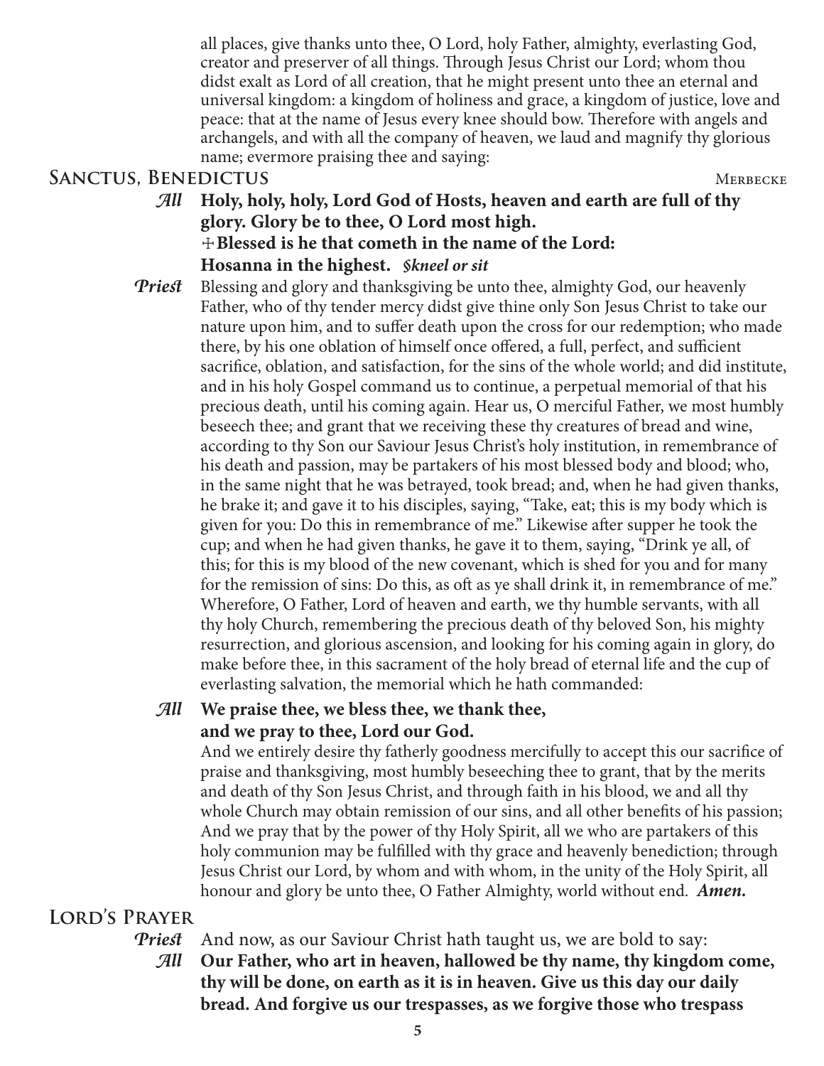all places, give thanks unto thee, O Lord, holy Father, almighty, everlasting God, creator and preserver of all things. Through Jesus Christ our Lord; whom thou didst exalt as Lord of all creation, that he might present unto thee an eternal and universal kingdom: a kingdom of holiness and grace, a kingdom of justice, love and peace: that at the name of Jesus every knee should bow. Therefore with angels and archangels, and with all the company of heaven, we laud and magnify thy glorious name; evermore praising thee and saying:

## Sanctus, Benedictus — Merbecke

*All* **Holy, holy, holy, Lord God of Hosts, heaven and earth are full of thy glory. Glory be to thee, O Lord most high.**
**✠Blessed is he that cometh in the name of the Lord:**
**Hosanna in the highest.** ***§kneel or sit***

*Priest* Blessing and glory and thanksgiving be unto thee, almighty God, our heavenly Father, who of thy tender mercy didst give thine only Son Jesus Christ to take our nature upon him, and to suffer death upon the cross for our redemption; who made there, by his one oblation of himself once offered, a full, perfect, and sufficient sacrifice, oblation, and satisfaction, for the sins of the whole world; and did institute, and in his holy Gospel command us to continue, a perpetual memorial of that his precious death, until his coming again. Hear us, O merciful Father, we most humbly beseech thee; and grant that we receiving these thy creatures of bread and wine, according to thy Son our Saviour Jesus Christ's holy institution, in remembrance of his death and passion, may be partakers of his most blessed body and blood; who, in the same night that he was betrayed, took bread; and, when he had given thanks, he brake it; and gave it to his disciples, saying, "Take, eat; this is my body which is given for you: Do this in remembrance of me." Likewise after supper he took the cup; and when he had given thanks, he gave it to them, saying, "Drink ye all, of this; for this is my blood of the new covenant, which is shed for you and for many for the remission of sins: Do this, as oft as ye shall drink it, in remembrance of me." Wherefore, O Father, Lord of heaven and earth, we thy humble servants, with all thy holy Church, remembering the precious death of thy beloved Son, his mighty resurrection, and glorious ascension, and looking for his coming again in glory, do make before thee, in this sacrament of the holy bread of eternal life and the cup of everlasting salvation, the memorial which he hath commanded:

*All* **We praise thee, we bless thee, we thank thee,**
**and we pray to thee, Lord our God.**

And we entirely desire thy fatherly goodness mercifully to accept this our sacrifice of praise and thanksgiving, most humbly beseeching thee to grant, that by the merits and death of thy Son Jesus Christ, and through faith in his blood, we and all thy whole Church may obtain remission of our sins, and all other benefits of his passion; And we pray that by the power of thy Holy Spirit, all we who are partakers of this holy communion may be fulfilled with thy grace and heavenly benediction; through Jesus Christ our Lord, by whom and with whom, in the unity of the Holy Spirit, all honour and glory be unto thee, O Father Almighty, world without end. ***Amen.***

## Lord's Prayer

*Priest* And now, as our Saviour Christ hath taught us, we are bold to say:

*All* **Our Father, who art in heaven, hallowed be thy name, thy kingdom come, thy will be done, on earth as it is in heaven. Give us this day our daily bread. And forgive us our trespasses, as we forgive those who trespass**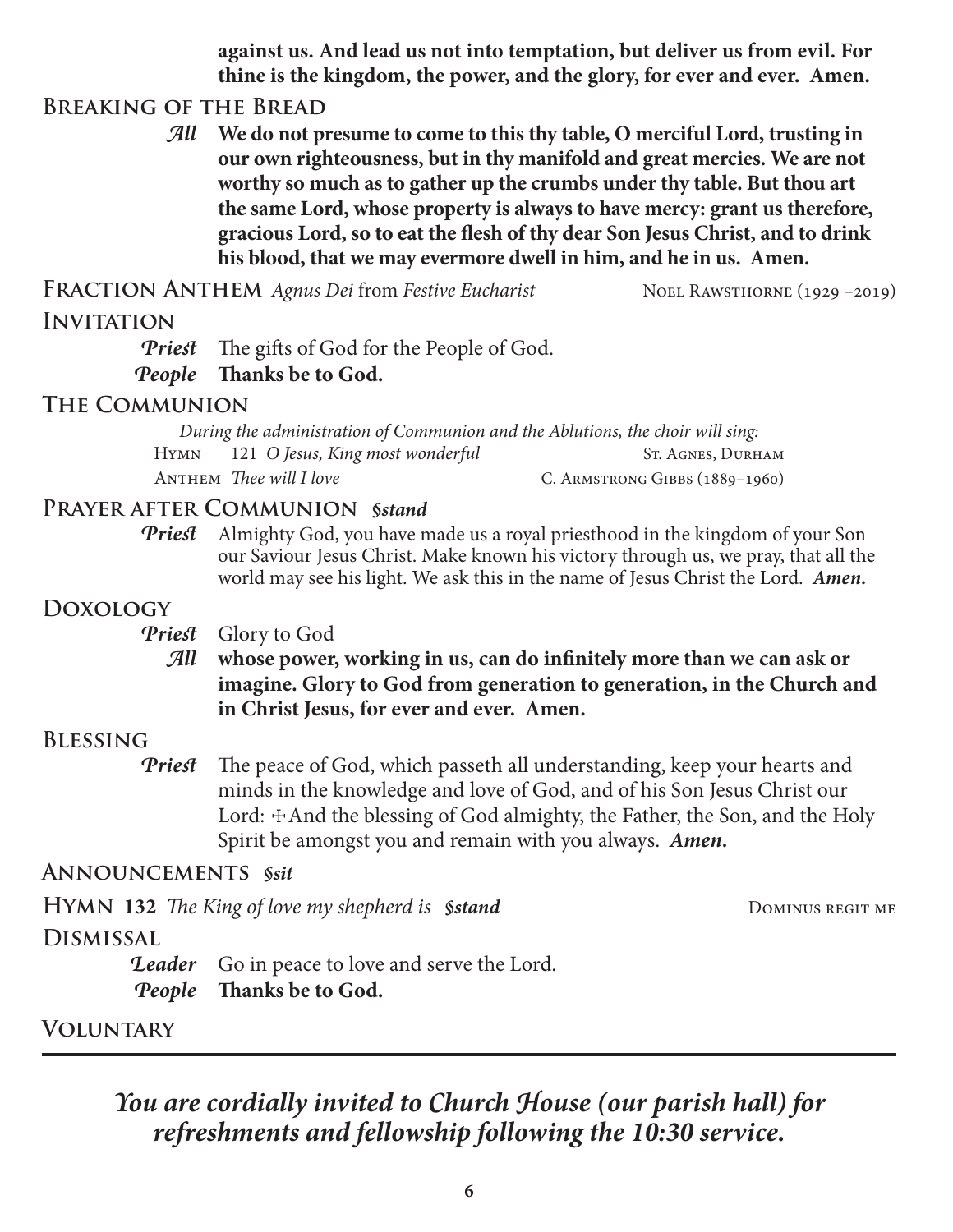**against us. And lead us not into temptation, but deliver us from evil. For thine is the kingdom, the power, and the glory, for ever and ever. Amen.**

## Breaking of the Bread

*All* **We do not presume to come to this thy table, O merciful Lord, trusting in our own righteousness, but in thy manifold and great mercies. We are not worthy so much as to gather up the crumbs under thy table. But thou art the same Lord, whose property is always to have mercy: grant us therefore, gracious Lord, so to eat the flesh of thy dear Son Jesus Christ, and to drink his blood, that we may evermore dwell in him, and he in us. Amen.**

## Fraction Anthem *Agnus Dei* from *Festive Eucharist*

Noel Rawsthorne (1929 –2019)

## Invitation

*Priest* The gifts of God for the People of God.

*People* **Thanks be to God.**

## The Communion

*During the administration of Communion and the Ablutions, the choir will sing:*

Hymn 121 *O Jesus, King most wonderful* — St. Agnes, Durham

Anthem *Thee will I love* — C. Armstrong Gibbs (1889–1960)

## Prayer after Communion *§stand*

*Priest* Almighty God, you have made us a royal priesthood in the kingdom of your Son our Saviour Jesus Christ. Make known his victory through us, we pray, that all the world may see his light. We ask this in the name of Jesus Christ the Lord. ***Amen.***

## Doxology

*Priest* Glory to God

*All* **whose power, working in us, can do infinitely more than we can ask or imagine. Glory to God from generation to generation, in the Church and in Christ Jesus, for ever and ever. Amen.**

## Blessing

*Priest* The peace of God, which passeth all understanding, keep your hearts and minds in the knowledge and love of God, and of his Son Jesus Christ our Lord: ✠ And the blessing of God almighty, the Father, the Son, and the Holy Spirit be amongst you and remain with you always. ***Amen.***

## Announcements *§sit*

## Hymn 132 *The King of love my shepherd is* *§stand*

Dominus regit me

## Dismissal

*Leader* Go in peace to love and serve the Lord.

*People* **Thanks be to God.**

## Voluntary

---

***You are cordially invited to Church House (our parish hall) for refreshments and fellowship following the 10:30 service.***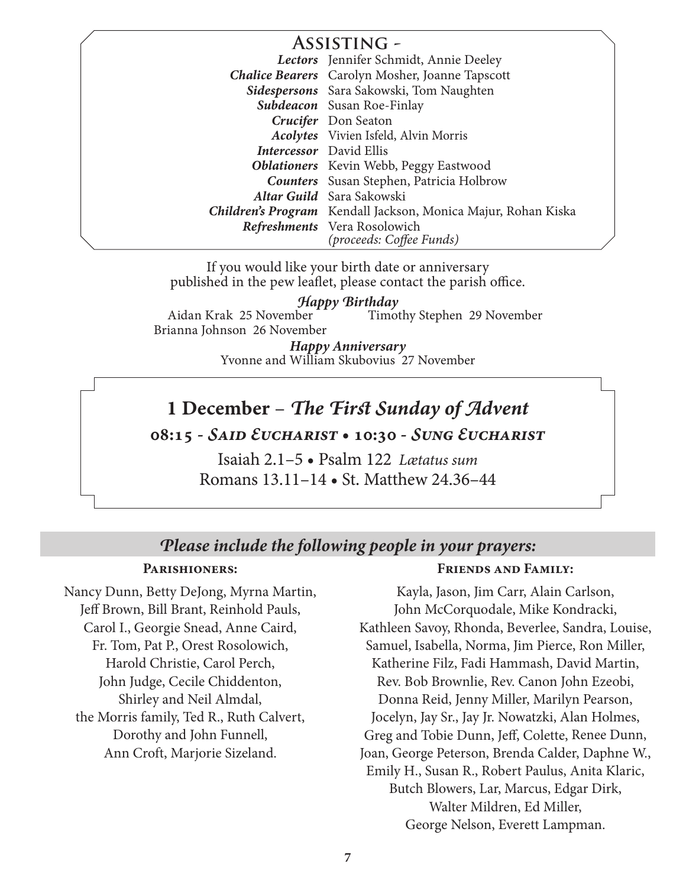## Assisting -

| | |
|---|---|
| ***Lectors*** | Jennifer Schmidt, Annie Deeley |
| ***Chalice Bearers*** | Carolyn Mosher, Joanne Tapscott |
| ***Sidespersons*** | Sara Sakowski, Tom Naughten |
| ***Subdeacon*** | Susan Roe-Finlay |
| ***Crucifer*** | Don Seaton |
| ***Acolytes*** | Vivien Isfeld, Alvin Morris |
| ***Intercessor*** | David Ellis |
| ***Oblationers*** | Kevin Webb, Peggy Eastwood |
| ***Counters*** | Susan Stephen, Patricia Holbrow |
| ***Altar Guild*** | Sara Sakowski |
| ***Children's Program*** | Kendall Jackson, Monica Majur, Rohan Kiska |
| ***Refreshments*** | Vera Rosolowich *(proceeds: Coffee Funds)* |

If you would like your birth date or anniversary published in the pew leaflet, please contact the parish office.

***Happy Birthday***

Aidan Krak 25 November
Brianna Johnson 26 November
Timothy Stephen 29 November

***Happy Anniversary***

Yvonne and William Skubovius 27 November

## 1 December – *The First Sunday of Advent*

**08:15 - *Said Eucharist* • 10:30 - *Sung Eucharist***

Isaiah 2.1–5 • Psalm 122 *Lætatus sum*
Romans 13.11–14 • St. Matthew 24.36–44

## *Please include the following people in your prayers:*

**Parishioners:**

Nancy Dunn, Betty DeJong, Myrna Martin, Jeff Brown, Bill Brant, Reinhold Pauls, Carol I., Georgie Snead, Anne Caird, Fr. Tom, Pat P., Orest Rosolowich, Harold Christie, Carol Perch, John Judge, Cecile Chiddenton, Shirley and Neil Almdal, the Morris family, Ted R., Ruth Calvert, Dorothy and John Funnell, Ann Croft, Marjorie Sizeland.

**Friends and Family:**

Kayla, Jason, Jim Carr, Alain Carlson, John McCorquodale, Mike Kondracki, Kathleen Savoy, Rhonda, Beverlee, Sandra, Louise, Samuel, Isabella, Norma, Jim Pierce, Ron Miller, Katherine Filz, Fadi Hammash, David Martin, Rev. Bob Brownlie, Rev. Canon John Ezeobi, Donna Reid, Jenny Miller, Marilyn Pearson, Jocelyn, Jay Sr., Jay Jr. Nowatzki, Alan Holmes, Greg and Tobie Dunn, Jeff, Colette, Renee Dunn, Joan, George Peterson, Brenda Calder, Daphne W., Emily H., Susan R., Robert Paulus, Anita Klaric, Butch Blowers, Lar, Marcus, Edgar Dirk, Walter Mildren, Ed Miller, George Nelson, Everett Lampman.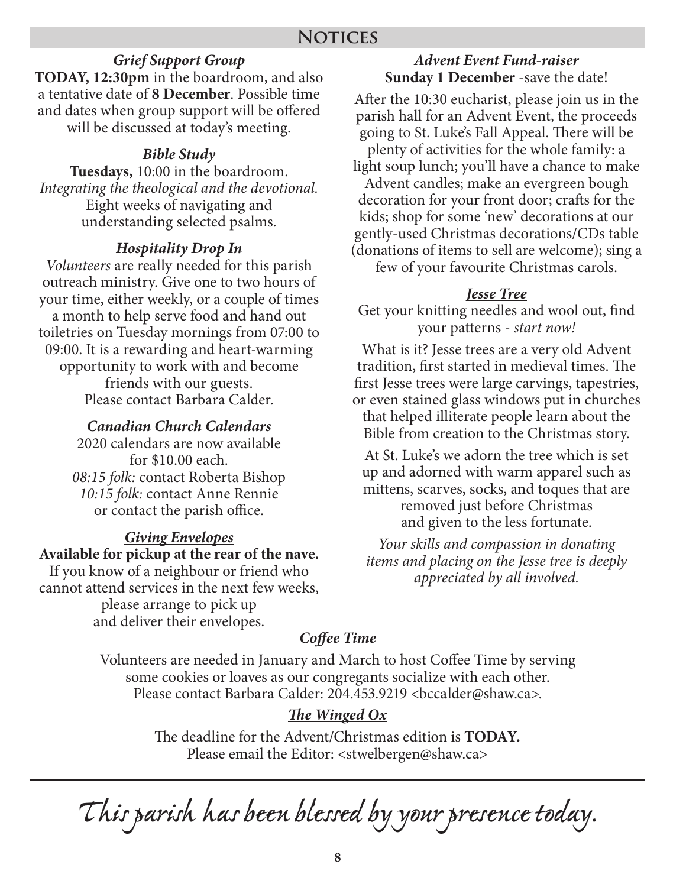# Notices

### *Grief Support Group*

**TODAY, 12:30pm** in the boardroom, and also a tentative date of **8 December**. Possible time and dates when group support will be offered will be discussed at today's meeting.

### *Bible Study*

**Tuesdays,** 10:00 in the boardroom.
*Integrating the theological and the devotional.*
Eight weeks of navigating and understanding selected psalms.

### *Hospitality Drop In*

*Volunteers* are really needed for this parish outreach ministry. Give one to two hours of your time, either weekly, or a couple of times a month to help serve food and hand out toiletries on Tuesday mornings from 07:00 to 09:00. It is a rewarding and heart-warming opportunity to work with and become friends with our guests.
Please contact Barbara Calder.

### *Canadian Church Calendars*

2020 calendars are now available for $10.00 each.
*08:15 folk:* contact Roberta Bishop
*10:15 folk:* contact Anne Rennie
or contact the parish office.

### *Giving Envelopes*

**Available for pickup at the rear of the nave.**
If you know of a neighbour or friend who cannot attend services in the next few weeks, please arrange to pick up and deliver their envelopes.

### *Advent Event Fund-raiser*

**Sunday 1 December** -save the date!

After the 10:30 eucharist, please join us in the parish hall for an Advent Event, the proceeds going to St. Luke's Fall Appeal. There will be plenty of activities for the whole family: a light soup lunch; you'll have a chance to make Advent candles; make an evergreen bough decoration for your front door; crafts for the kids; shop for some 'new' decorations at our gently-used Christmas decorations/CDs table (donations of items to sell are welcome); sing a few of your favourite Christmas carols.

### *Jesse Tree*

Get your knitting needles and wool out, find your patterns - *start now!*

What is it? Jesse trees are a very old Advent tradition, first started in medieval times. The first Jesse trees were large carvings, tapestries, or even stained glass windows put in churches that helped illiterate people learn about the Bible from creation to the Christmas story.

At St. Luke's we adorn the tree which is set up and adorned with warm apparel such as mittens, scarves, socks, and toques that are removed just before Christmas and given to the less fortunate.

*Your skills and compassion in donating items and placing on the Jesse tree is deeply appreciated by all involved.*

### *Coffee Time*

Volunteers are needed in January and March to host Coffee Time by serving some cookies or loaves as our congregants socialize with each other.
Please contact Barbara Calder: 204.453.9219 <bccalder@shaw.ca>.

### *The Winged Ox*

The deadline for the Advent/Christmas edition is **TODAY.**
Please email the Editor: <stwelbergen@shaw.ca>

---

*This parish has been blessed by your presence today.*